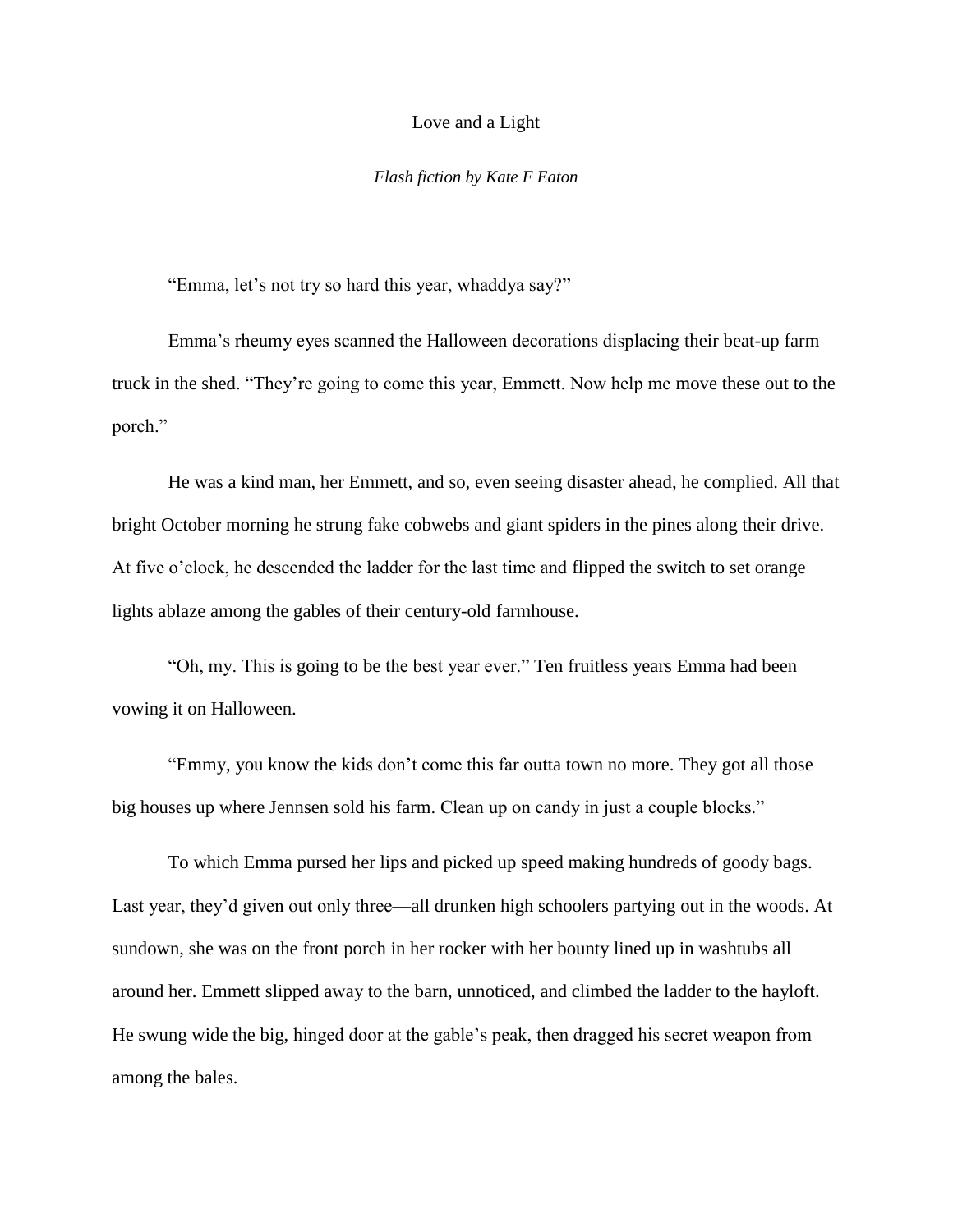# Love and a Light

*Flash fiction by Kate F Eaton*

"Emma, let's not try so hard this year, whaddya say?"

Emma's rheumy eyes scanned the Halloween decorations displacing their beat-up farm truck in the shed. "They're going to come this year, Emmett. Now help me move these out to the porch."

He was a kind man, her Emmett, and so, even seeing disaster ahead, he complied. All that bright October morning he strung fake cobwebs and giant spiders in the pines along their drive. At five o'clock, he descended the ladder for the last time and flipped the switch to set orange lights ablaze among the gables of their century-old farmhouse.

"Oh, my. This is going to be the best year ever." Ten fruitless years Emma had been vowing it on Halloween.

"Emmy, you know the kids don't come this far outta town no more. They got all those big houses up where Jennsen sold his farm. Clean up on candy in just a couple blocks."

To which Emma pursed her lips and picked up speed making hundreds of goody bags. Last year, they'd given out only three—all drunken high schoolers partying out in the woods. At sundown, she was on the front porch in her rocker with her bounty lined up in washtubs all around her. Emmett slipped away to the barn, unnoticed, and climbed the ladder to the hayloft. He swung wide the big, hinged door at the gable's peak, then dragged his secret weapon from among the bales.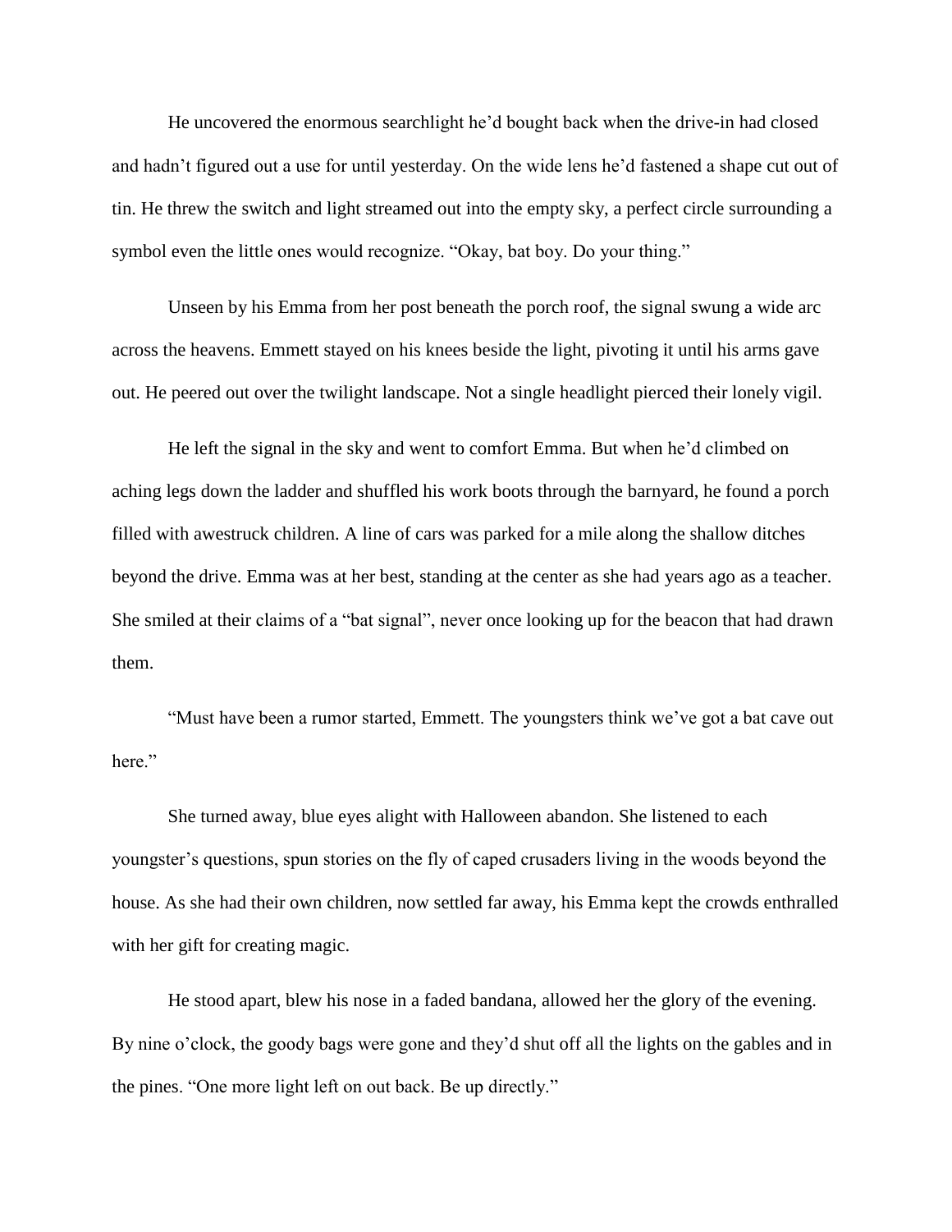He uncovered the enormous searchlight he'd bought back when the drive-in had closed and hadn't figured out a use for until yesterday. On the wide lens he'd fastened a shape cut out of tin. He threw the switch and light streamed out into the empty sky, a perfect circle surrounding a symbol even the little ones would recognize. "Okay, bat boy. Do your thing."

Unseen by his Emma from her post beneath the porch roof, the signal swung a wide arc across the heavens. Emmett stayed on his knees beside the light, pivoting it until his arms gave out. He peered out over the twilight landscape. Not a single headlight pierced their lonely vigil.

He left the signal in the sky and went to comfort Emma. But when he'd climbed on aching legs down the ladder and shuffled his work boots through the barnyard, he found a porch filled with awestruck children. A line of cars was parked for a mile along the shallow ditches beyond the drive. Emma was at her best, standing at the center as she had years ago as a teacher. She smiled at their claims of a "bat signal", never once looking up for the beacon that had drawn them.

"Must have been a rumor started, Emmett. The youngsters think we've got a bat cave out here."

She turned away, blue eyes alight with Halloween abandon. She listened to each youngster's questions, spun stories on the fly of caped crusaders living in the woods beyond the house. As she had their own children, now settled far away, his Emma kept the crowds enthralled with her gift for creating magic.

He stood apart, blew his nose in a faded bandana, allowed her the glory of the evening. By nine o'clock, the goody bags were gone and they'd shut off all the lights on the gables and in the pines. "One more light left on out back. Be up directly."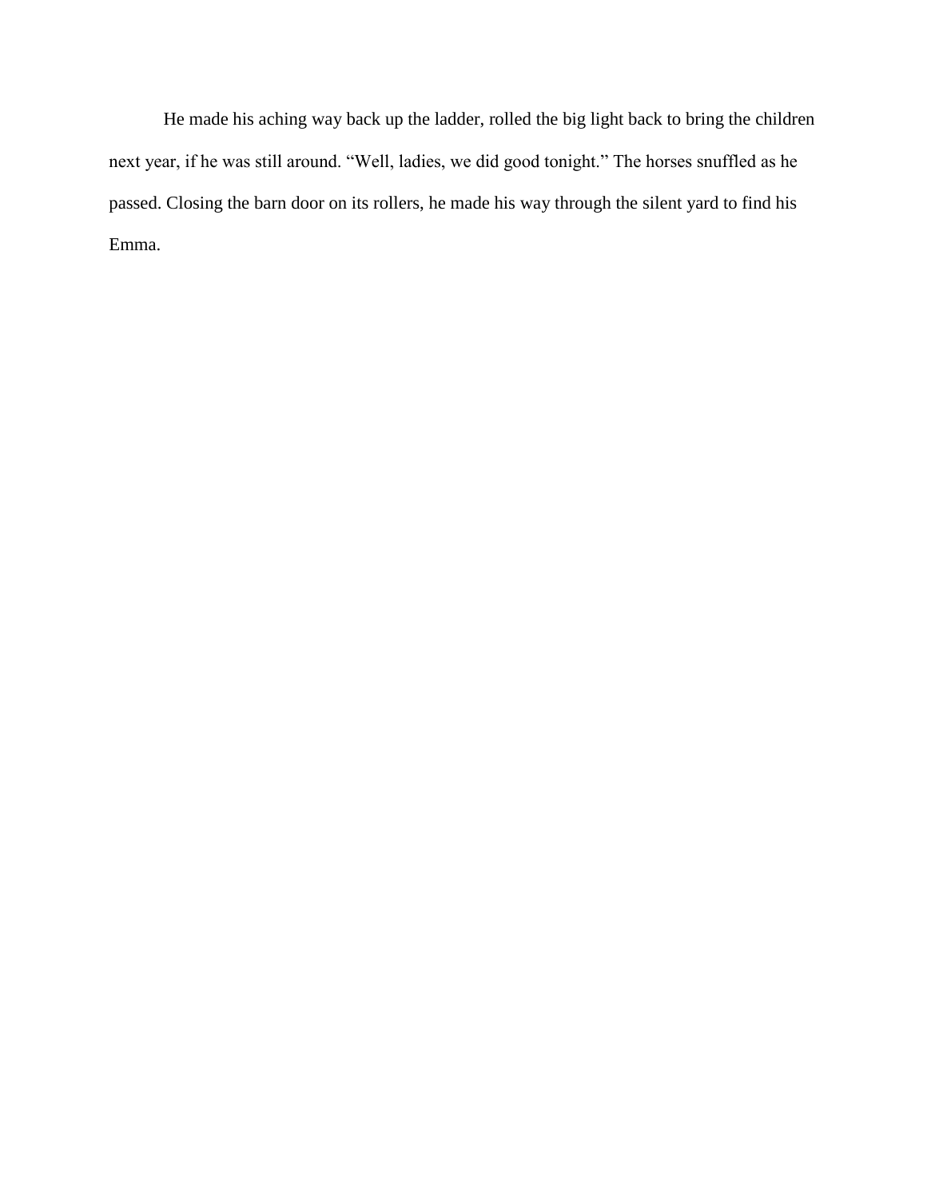He made his aching way back up the ladder, rolled the big light back to bring the children next year, if he was still around. “Well, ladies, we did good tonight.” The horses snuffled as he passed. Closing the barn door on its rollers, he made his way through the silent yard to find his Emma.